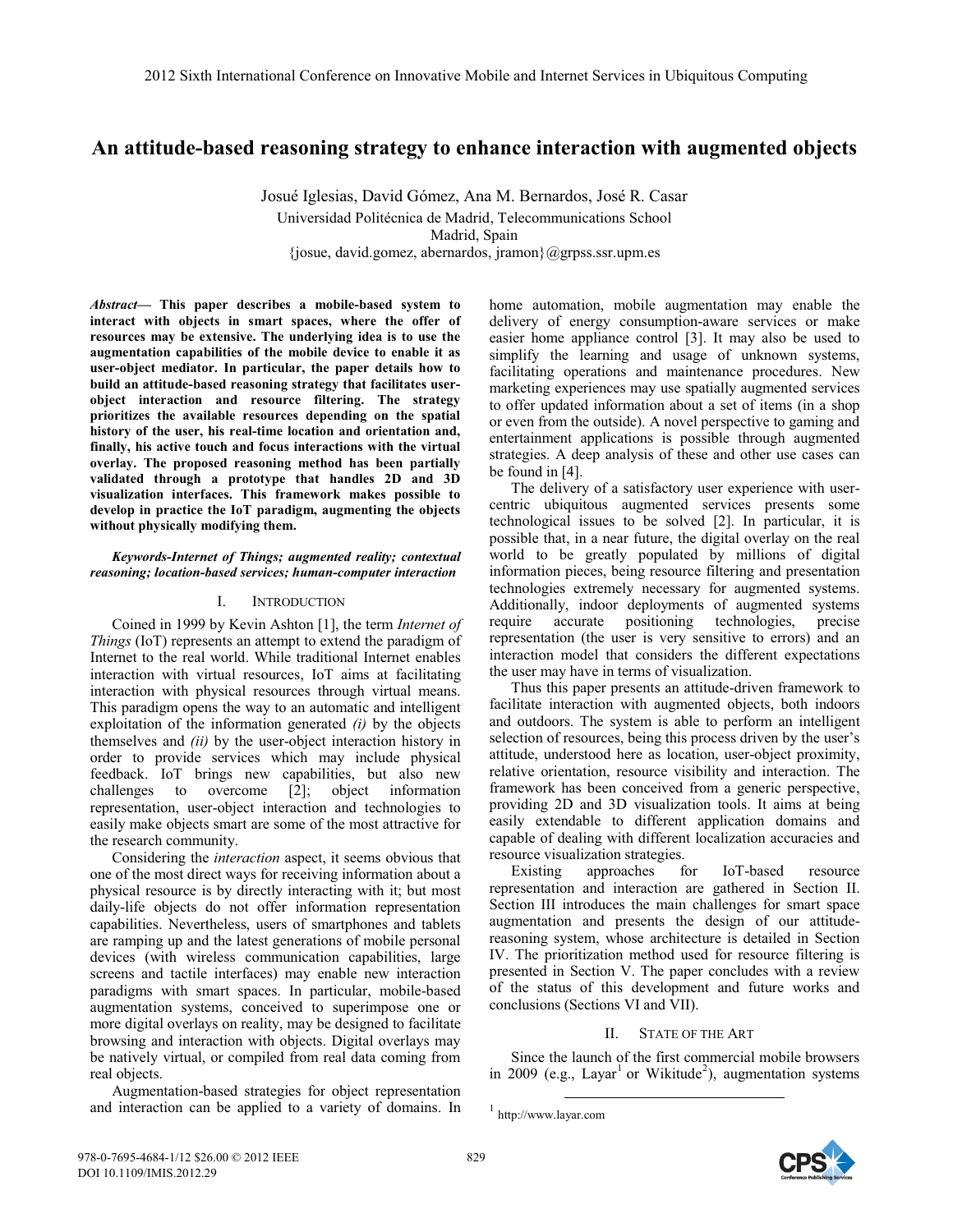# An attitude-based reasoning strategy to enhance interaction with augmented objects

Josué Iglesias, David Gómez, Ana M. Bernardos, José R. Casar
Universidad Politécnica de Madrid, Telecommunications School
Madrid, Spain
{josue, david.gomez, abernardos, jramon}@grpss.ssr.upm.es

***Abstract*— This paper describes a mobile-based system to interact with objects in smart spaces, where the offer of resources may be extensive. The underlying idea is to use the augmentation capabilities of the mobile device to enable it as user-object mediator. In particular, the paper details how to build an attitude-based reasoning strategy that facilitates user-object interaction and resource filtering. The strategy prioritizes the available resources depending on the spatial history of the user, his real-time location and orientation and, finally, his active touch and focus interactions with the virtual overlay. The proposed reasoning method has been partially validated through a prototype that handles 2D and 3D visualization interfaces. This framework makes possible to develop in practice the IoT paradigm, augmenting the objects without physically modifying them.**

***Keywords-Internet of Things; augmented reality; contextual reasoning; location-based services; human-computer interaction***

## I. INTRODUCTION

Coined in 1999 by Kevin Ashton [1], the term *Internet of Things* (IoT) represents an attempt to extend the paradigm of Internet to the real world. While traditional Internet enables interaction with virtual resources, IoT aims at facilitating interaction with physical resources through virtual means. This paradigm opens the way to an automatic and intelligent exploitation of the information generated *(i)* by the objects themselves and *(ii)* by the user-object interaction history in order to provide services which may include physical feedback. IoT brings new capabilities, but also new challenges to overcome [2]; object information representation, user-object interaction and technologies to easily make objects smart are some of the most attractive for the research community.

Considering the *interaction* aspect, it seems obvious that one of the most direct ways for receiving information about a physical resource is by directly interacting with it; but most daily-life objects do not offer information representation capabilities. Nevertheless, users of smartphones and tablets are ramping up and the latest generations of mobile personal devices (with wireless communication capabilities, large screens and tactile interfaces) may enable new interaction paradigms with smart spaces. In particular, mobile-based augmentation systems, conceived to superimpose one or more digital overlays on reality, may be designed to facilitate browsing and interaction with objects. Digital overlays may be natively virtual, or compiled from real data coming from real objects.

Augmentation-based strategies for object representation and interaction can be applied to a variety of domains. In home automation, mobile augmentation may enable the delivery of energy consumption-aware services or make easier home appliance control [3]. It may also be used to simplify the learning and usage of unknown systems, facilitating operations and maintenance procedures. New marketing experiences may use spatially augmented services to offer updated information about a set of items (in a shop or even from the outside). A novel perspective to gaming and entertainment applications is possible through augmented strategies. A deep analysis of these and other use cases can be found in [4].

The delivery of a satisfactory user experience with user-centric ubiquitous augmented services presents some technological issues to be solved [2]. In particular, it is possible that, in a near future, the digital overlay on the real world to be greatly populated by millions of digital information pieces, being resource filtering and presentation technologies extremely necessary for augmented systems. Additionally, indoor deployments of augmented systems require accurate positioning technologies, precise representation (the user is very sensitive to errors) and an interaction model that considers the different expectations the user may have in terms of visualization.

Thus this paper presents an attitude-driven framework to facilitate interaction with augmented objects, both indoors and outdoors. The system is able to perform an intelligent selection of resources, being this process driven by the user's attitude, understood here as location, user-object proximity, relative orientation, resource visibility and interaction. The framework has been conceived from a generic perspective, providing 2D and 3D visualization tools. It aims at being easily extendable to different application domains and capable of dealing with different localization accuracies and resource visualization strategies.

Existing approaches for IoT-based resource representation and interaction are gathered in Section II. Section III introduces the main challenges for smart space augmentation and presents the design of our attitude-reasoning system, whose architecture is detailed in Section IV. The prioritization method used for resource filtering is presented in Section V. The paper concludes with a review of the status of this development and future works and conclusions (Sections VI and VII).

## II. STATE OF THE ART

Since the launch of the first commercial mobile browsers in 2009 (e.g., Layar[1] or Wikitude[2]), augmentation systems

[1] http://www.layar.com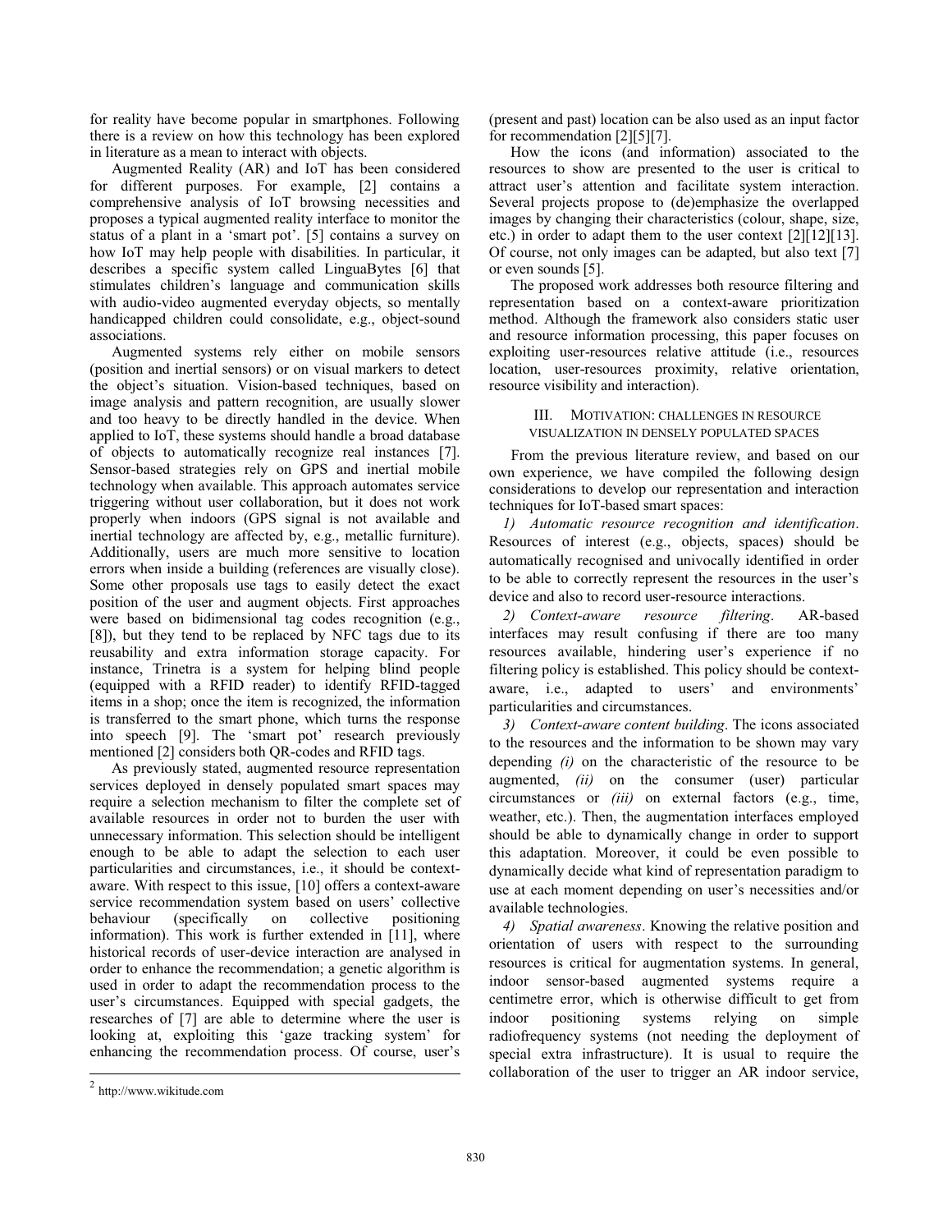for reality have become popular in smartphones. Following there is a review on how this technology has been explored in literature as a mean to interact with objects.

Augmented Reality (AR) and IoT has been considered for different purposes. For example, [2] contains a comprehensive analysis of IoT browsing necessities and proposes a typical augmented reality interface to monitor the status of a plant in a 'smart pot'. [5] contains a survey on how IoT may help people with disabilities. In particular, it describes a specific system called LinguaBytes [6] that stimulates children's language and communication skills with audio-video augmented everyday objects, so mentally handicapped children could consolidate, e.g., object-sound associations.

Augmented systems rely either on mobile sensors (position and inertial sensors) or on visual markers to detect the object's situation. Vision-based techniques, based on image analysis and pattern recognition, are usually slower and too heavy to be directly handled in the device. When applied to IoT, these systems should handle a broad database of objects to automatically recognize real instances [7]. Sensor-based strategies rely on GPS and inertial mobile technology when available. This approach automates service triggering without user collaboration, but it does not work properly when indoors (GPS signal is not available and inertial technology are affected by, e.g., metallic furniture). Additionally, users are much more sensitive to location errors when inside a building (references are visually close). Some other proposals use tags to easily detect the exact position of the user and augment objects. First approaches were based on bidimensional tag codes recognition (e.g., [8]), but they tend to be replaced by NFC tags due to its reusability and extra information storage capacity. For instance, Trinetra is a system for helping blind people (equipped with a RFID reader) to identify RFID-tagged items in a shop; once the item is recognized, the information is transferred to the smart phone, which turns the response into speech [9]. The 'smart pot' research previously mentioned [2] considers both QR-codes and RFID tags.

As previously stated, augmented resource representation services deployed in densely populated smart spaces may require a selection mechanism to filter the complete set of available resources in order not to burden the user with unnecessary information. This selection should be intelligent enough to be able to adapt the selection to each user particularities and circumstances, i.e., it should be context-aware. With respect to this issue, [10] offers a context-aware service recommendation system based on users' collective behaviour (specifically on collective positioning information). This work is further extended in [11], where historical records of user-device interaction are analysed in order to enhance the recommendation; a genetic algorithm is used in order to adapt the recommendation process to the user's circumstances. Equipped with special gadgets, the researches of [7] are able to determine where the user is looking at, exploiting this 'gaze tracking system' for enhancing the recommendation process. Of course, user's (present and past) location can be also used as an input factor for recommendation [2][5][7].

How the icons (and information) associated to the resources to show are presented to the user is critical to attract user's attention and facilitate system interaction. Several projects propose to (de)emphasize the overlapped images by changing their characteristics (colour, shape, size, etc.) in order to adapt them to the user context [2][12][13]. Of course, not only images can be adapted, but also text [7] or even sounds [5].

The proposed work addresses both resource filtering and representation based on a context-aware prioritization method. Although the framework also considers static user and resource information processing, this paper focuses on exploiting user-resources relative attitude (i.e., resources location, user-resources proximity, relative orientation, resource visibility and interaction).

## III. Motivation: Challenges in Resource Visualization in Densely Populated Spaces

From the previous literature review, and based on our own experience, we have compiled the following design considerations to develop our representation and interaction techniques for IoT-based smart spaces:

*1) Automatic resource recognition and identification*. Resources of interest (e.g., objects, spaces) should be automatically recognised and univocally identified in order to be able to correctly represent the resources in the user's device and also to record user-resource interactions.

*2) Context-aware resource filtering*. AR-based interfaces may result confusing if there are too many resources available, hindering user's experience if no filtering policy is established. This policy should be context-aware, i.e., adapted to users' and environments' particularities and circumstances.

*3) Context-aware content building*. The icons associated to the resources and the information to be shown may vary depending *(i)* on the characteristic of the resource to be augmented, *(ii)* on the consumer (user) particular circumstances or *(iii)* on external factors (e.g., time, weather, etc.). Then, the augmentation interfaces employed should be able to dynamically change in order to support this adaptation. Moreover, it could be even possible to dynamically decide what kind of representation paradigm to use at each moment depending on user's necessities and/or available technologies.

*4) Spatial awareness*. Knowing the relative position and orientation of users with respect to the surrounding resources is critical for augmentation systems. In general, indoor sensor-based augmented systems require a centimetre error, which is otherwise difficult to get from indoor positioning systems relying on simple radiofrequency systems (not needing the deployment of special extra infrastructure). It is usual to require the collaboration of the user to trigger an AR indoor service,

[2] http://www.wikitude.com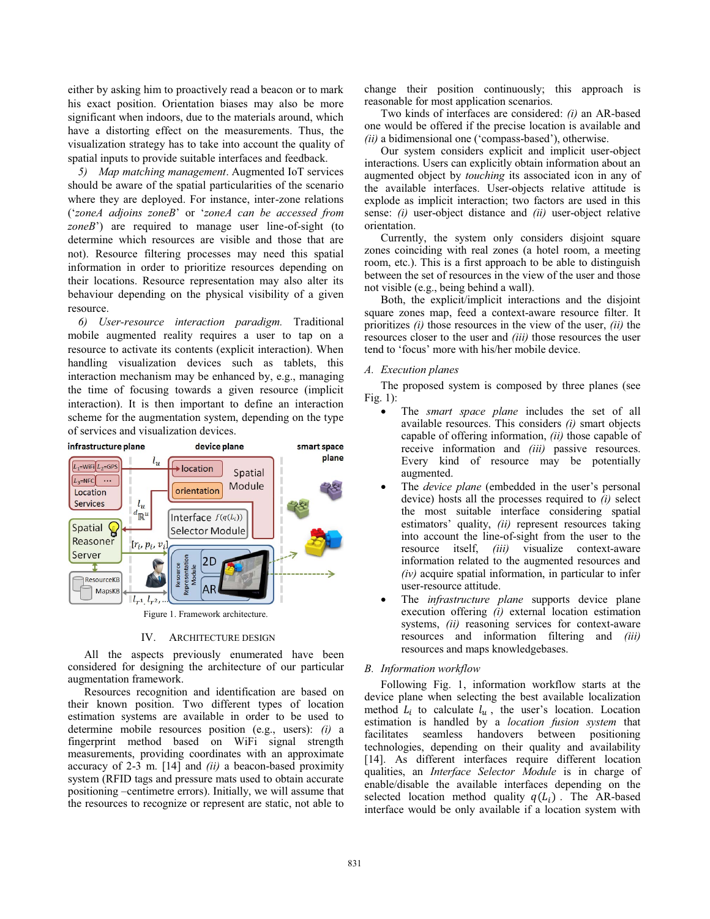either by asking him to proactively read a beacon or to mark his exact position. Orientation biases may also be more significant when indoors, due to the materials around, which have a distorting effect on the measurements. Thus, the visualization strategy has to take into account the quality of spatial inputs to provide suitable interfaces and feedback.

*5) Map matching management*. Augmented IoT services should be aware of the spatial particularities of the scenario where they are deployed. For instance, inter-zone relations ('*zoneA adjoins zoneB*' or '*zoneA can be accessed from zoneB*') are required to manage user line-of-sight (to determine which resources are visible and those that are not). Resource filtering processes may need this spatial information in order to prioritize resources depending on their locations. Resource representation may also alter its behaviour depending on the physical visibility of a given resource.

*6) User-resource interaction paradigm.* Traditional mobile augmented reality requires a user to tap on a resource to activate its contents (explicit interaction). When handling visualization devices such as tablets, this interaction mechanism may be enhanced by, e.g., managing the time of focusing towards a given resource (implicit interaction). It is then important to define an interaction scheme for the augmentation system, depending on the type of services and visualization devices.

infrastructure plane

device plane

smart space plane

$L_1$=WiFi $L_2$=GPS $L_3$=NFC ...

Location Services

Spatial Reasoner Server

ResourceKB

MapsKB

$l_u$

$l_u$

$d_{\mathbb{R}^u}$

$[r_i, p_i, v_i]$

$l_{r^1}, l_{r^2}, \ldots$

location

orientation

Spatial Module

Interface $f(q(L_i))$ Selector Module

Resource Representation Module

2D

AR

Figure 1. Framework architecture.

## IV. Architecture Design

All the aspects previously enumerated have been considered for designing the architecture of our particular augmentation framework.

Resources recognition and identification are based on their known position. Two different types of location estimation systems are available in order to be used to determine mobile resources position (e.g., users): *(i)* a fingerprint method based on WiFi signal strength measurements, providing coordinates with an approximate accuracy of 2-3 m. [14] and *(ii)* a beacon-based proximity system (RFID tags and pressure mats used to obtain accurate positioning –centimetre errors). Initially, we will assume that the resources to recognize or represent are static, not able to change their position continuously; this approach is reasonable for most application scenarios.

Two kinds of interfaces are considered: *(i)* an AR-based one would be offered if the precise location is available and *(ii)* a bidimensional one ('compass-based'), otherwise.

Our system considers explicit and implicit user-object interactions. Users can explicitly obtain information about an augmented object by *touching* its associated icon in any of the available interfaces. User-objects relative attitude is explode as implicit interaction; two factors are used in this sense: *(i)* user-object distance and *(ii)* user-object relative orientation.

Currently, the system only considers disjoint square zones coinciding with real zones (a hotel room, a meeting room, etc.). This is a first approach to be able to distinguish between the set of resources in the view of the user and those not visible (e.g., being behind a wall).

Both, the explicit/implicit interactions and the disjoint square zones map, feed a context-aware resource filter. It prioritizes *(i)* those resources in the view of the user, *(ii)* the resources closer to the user and *(iii)* those resources the user tend to 'focus' more with his/her mobile device.

### *A. Execution planes*

The proposed system is composed by three planes (see Fig. 1):

- The *smart space plane* includes the set of all available resources. This considers *(i)* smart objects capable of offering information, *(ii)* those capable of receive information and *(iii)* passive resources. Every kind of resource may be potentially augmented.
- The *device plane* (embedded in the user's personal device) hosts all the processes required to *(i)* select the most suitable interface considering spatial estimators' quality, *(ii)* represent resources taking into account the line-of-sight from the user to the resource itself, *(iii)* visualize context-aware information related to the augmented resources and *(iv)* acquire spatial information, in particular to infer user-resource attitude.
- The *infrastructure plane* supports device plane execution offering *(i)* external location estimation systems, *(ii)* reasoning services for context-aware resources and information filtering and *(iii)* resources and maps knowledgebases.

### *B. Information workflow*

Following Fig. 1, information workflow starts at the device plane when selecting the best available localization method $L_i$ to calculate $l_u$, the user's location. Location estimation is handled by a *location fusion system* that facilitates seamless handovers between positioning technologies, depending on their quality and availability [14]. As different interfaces require different location qualities, an *Interface Selector Module* is in charge of enable/disable the available interfaces depending on the selected location method quality $q(L_i)$. The AR-based interface would be only available if a location system with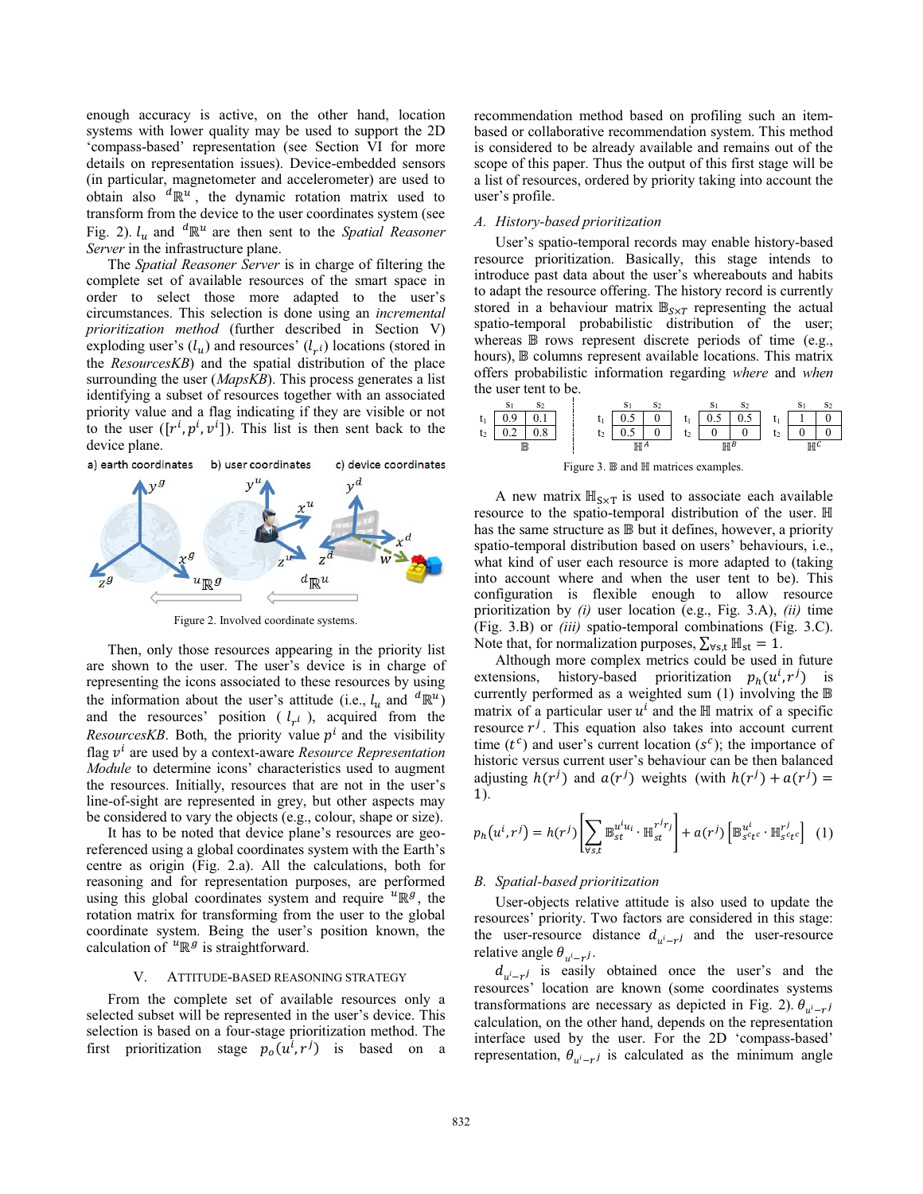enough accuracy is active, on the other hand, location systems with lower quality may be used to support the 2D 'compass-based' representation (see Section VI for more details on representation issues). Device-embedded sensors (in particular, magnetometer and accelerometer) are used to obtain also ${}^{d}\mathbb{R}^{u}$, the dynamic rotation matrix used to transform from the device to the user coordinates system (see Fig. 2). $l_u$ and ${}^{d}\mathbb{R}^{u}$ are then sent to the *Spatial Reasoner Server* in the infrastructure plane.

The *Spatial Reasoner Server* is in charge of filtering the complete set of available resources of the smart space in order to select those more adapted to the user's circumstances. This selection is done using an *incremental prioritization method* (further described in Section V) exploding user's ($l_u$) and resources' ($l_{r^i}$) locations (stored in the *ResourcesKB*) and the spatial distribution of the place surrounding the user (*MapsKB*). This process generates a list identifying a subset of resources together with an associated priority value and a flag indicating if they are visible or not to the user ($[r^i, p^i, v^i]$). This list is then sent back to the device plane.

Figure 2. Involved coordinate systems.

Then, only those resources appearing in the priority list are shown to the user. The user's device is in charge of representing the icons associated to these resources by using the information about the user's attitude (i.e., $l_u$ and ${}^{d}\mathbb{R}^{u}$) and the resources' position ($l_{r^i}$), acquired from the *ResourcesKB*. Both, the priority value $p^i$ and the visibility flag $v^i$ are used by a context-aware *Resource Representation Module* to determine icons' characteristics used to augment the resources. Initially, resources that are not in the user's line-of-sight are represented in grey, but other aspects may be considered to vary the objects (e.g., colour, shape or size).

It has to be noted that device plane's resources are geo-referenced using a global coordinates system with the Earth's centre as origin (Fig. 2.a). All the calculations, both for reasoning and for representation purposes, are performed using this global coordinates system and require ${}^{u}\mathbb{R}^{g}$, the rotation matrix for transforming from the user to the global coordinate system. Being the user's position known, the calculation of ${}^{u}\mathbb{R}^{g}$ is straightforward.

## V. Attitude-Based Reasoning Strategy

From the complete set of available resources only a selected subset will be represented in the user's device. This selection is based on a four-stage prioritization method. The first prioritization stage $p_o(u^i, r^j)$ is based on a recommendation method based on profiling such an item-based or collaborative recommendation system. This method is considered to be already available and remains out of the scope of this paper. Thus the output of this first stage will be a list of resources, ordered by priority taking into account the user's profile.

### A. History-based prioritization

User's spatio-temporal records may enable history-based resource prioritization. Basically, this stage intends to introduce past data about the user's whereabouts and habits to adapt the resource offering. The history record is currently stored in a behaviour matrix $\mathbb{B}_{S \times T}$ representing the actual spatio-temporal probabilistic distribution of the user; whereas $\mathbb{B}$ rows represent discrete periods of time (e.g., hours), $\mathbb{B}$ columns represent available locations. This matrix offers probabilistic information regarding *where* and *when* the user tent to be.

$\mathbb{B}$:

| | s1 | s2 |
|---|---|---|
| t1 | 0.9 | 0.1 |
| t2 | 0.2 | 0.8 |

$\mathbb{H}^A$:

| | s1 | s2 |
|---|---|---|
| t1 | 0.5 | 0 |
| t2 | 0.5 | 0 |

$\mathbb{H}^B$:

| | s1 | s2 |
|---|---|---|
| t1 | 0.5 | 0.5 |
| t2 | 0 | 0 |

$\mathbb{H}^C$:

| | s1 | s2 |
|---|---|---|
| t1 | 1 | 0 |
| t2 | 0 | 0 |

Figure 3. $\mathbb{B}$ and $\mathbb{H}$ matrices examples.

A new matrix $\mathbb{H}_{S \times T}$ is used to associate each available resource to the spatio-temporal distribution of the user. $\mathbb{H}$ has the same structure as $\mathbb{B}$ but it defines, however, a priority spatio-temporal distribution based on users' behaviours, i.e., what kind of user each resource is more adapted to (taking into account where and when the user tent to be). This configuration is flexible enough to allow resource prioritization by *(i)* user location (e.g., Fig. 3.A), *(ii)* time (Fig. 3.B) or *(iii)* spatio-temporal combinations (Fig. 3.C). Note that, for normalization purposes, $\sum_{\forall s,t} \mathbb{H}_{st} = 1$.

Although more complex metrics could be used in future extensions, history-based prioritization $p_h(u^i, r^j)$ is currently performed as a weighted sum (1) involving the $\mathbb{B}$ matrix of a particular user $u^i$ and the $\mathbb{H}$ matrix of a specific resource $r^j$. This equation also takes into account current time ($t^c$) and user's current location ($s^c$); the importance of historic versus current user's behaviour can be then balanced adjusting $h(r^j)$ and $a(r^j)$ weights (with $h(r^j) + a(r^j) = 1$).

$$p_h(u^i, r^j) = h(r^j) \left[ \sum_{\forall s,t} \mathbb{B}_{st}^{u^i u_i} \cdot \mathbb{H}_{st}^{r^j r_j} \right] + a(r^j) \left[ \mathbb{B}_{s^c t^c}^{u^i} \cdot \mathbb{H}_{s^c t^c}^{r^j} \right] \quad (1)$$

### B. Spatial-based prioritization

User-objects relative attitude is also used to update the resources' priority. Two factors are considered in this stage: the user-resource distance $d_{u^i - r^j}$ and the user-resource relative angle $\theta_{u^i - r^j}$.

$d_{u^i - r^j}$ is easily obtained once the user's and the resources' location are known (some coordinates systems transformations are necessary as depicted in Fig. 2). $\theta_{u^i - r^j}$ calculation, on the other hand, depends on the representation interface used by the user. For the 2D 'compass-based' representation, $\theta_{u^i - r^j}$ is calculated as the minimum angle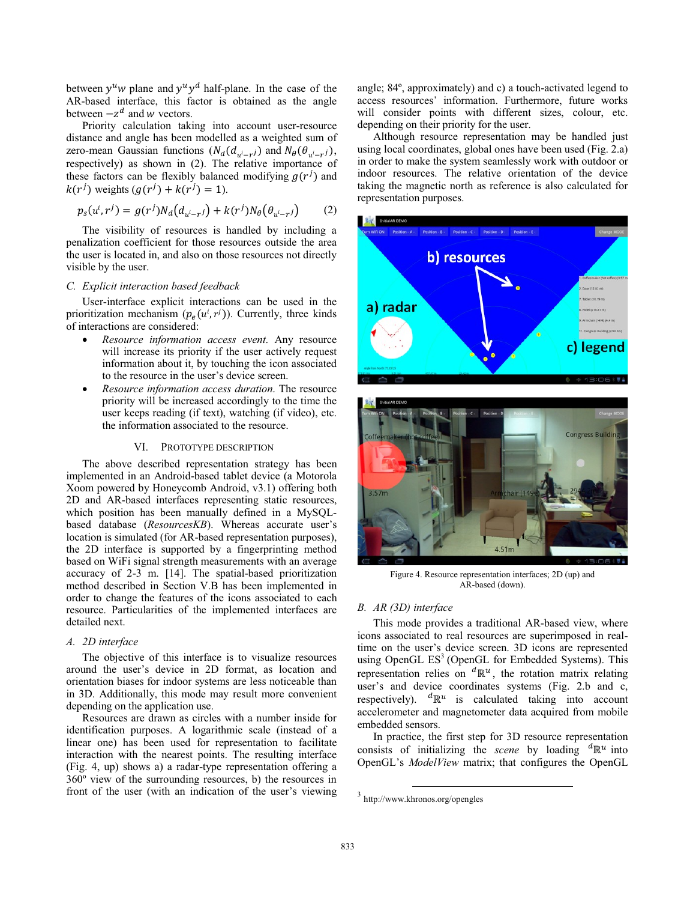between $y^u w$ plane and $y^u y^d$ half-plane. In the case of the AR-based interface, this factor is obtained as the angle between $-z^d$ and $w$ vectors.

Priority calculation taking into account user-resource distance and angle has been modelled as a weighted sum of zero-mean Gaussian functions ($N_d(d_{u^i-r^j})$ and $N_\theta(\theta_{u^i-r^j})$, respectively) as shown in (2). The relative importance of these factors can be flexibly balanced modifying $g(r^j)$ and $k(r^j)$ weights ($g(r^j) + k(r^j) = 1$).

$$p_s(u^i, r^j) = g(r^j)N_d(d_{u^i-r^j}) + k(r^j)N_\theta(\theta_{u^i-r^j}) \qquad (2)$$

The visibility of resources is handled by including a penalization coefficient for those resources outside the area the user is located in, and also on those resources not directly visible by the user.

### C. Explicit interaction based feedback

User-interface explicit interactions can be used in the prioritization mechanism ($p_e(u^i, r^j)$). Currently, three kinds of interactions are considered:

- *Resource information access event*. Any resource will increase its priority if the user actively request information about it, by touching the icon associated to the resource in the user's device screen.
- *Resource information access duration*. The resource priority will be increased accordingly to the time the user keeps reading (if text), watching (if video), etc. the information associated to the resource.

## VI. Prototype Description

The above described representation strategy has been implemented in an Android-based tablet device (a Motorola Xoom powered by Honeycomb Android, v3.1) offering both 2D and AR-based interfaces representing static resources, which position has been manually defined in a MySQL-based database (*ResourcesKB*). Whereas accurate user's location is simulated (for AR-based representation purposes), the 2D interface is supported by a fingerprinting method based on WiFi signal strength measurements with an average accuracy of 2-3 m. [14]. The spatial-based prioritization method described in Section V.B has been implemented in order to change the features of the icons associated to each resource. Particularities of the implemented interfaces are detailed next.

### A. 2D interface

The objective of this interface is to visualize resources around the user's device in 2D format, as location and orientation biases for indoor systems are less noticeable than in 3D. Additionally, this mode may result more convenient depending on the application use.

Resources are drawn as circles with a number inside for identification purposes. A logarithmic scale (instead of a linear one) has been used for representation to facilitate interaction with the nearest points. The resulting interface (Fig. 4, up) shows a) a radar-type representation offering a 360º view of the surrounding resources, b) the resources in front of the user (with an indication of the user's viewing angle; 84º, approximately) and c) a touch-activated legend to access resources' information. Furthermore, future works will consider points with different sizes, colour, etc. depending on their priority for the user.

Although resource representation may be handled just using local coordinates, global ones have been used (Fig. 2.a) in order to make the system seamlessly work with outdoor or indoor resources. The relative orientation of the device taking the magnetic north as reference is also calculated for representation purposes.

Figure 4. Resource representation interfaces; 2D (up) and AR-based (down).

### B. AR (3D) interface

This mode provides a traditional AR-based view, where icons associated to real resources are superimposed in real-time on the user's device screen. 3D icons are represented using OpenGL ES[3] (OpenGL for Embedded Systems). This representation relies on ${}^d\mathbb{R}^u$, the rotation matrix relating user's and device coordinates systems (Fig. 2.b and c, respectively). ${}^d\mathbb{R}^u$ is calculated taking into account accelerometer and magnetometer data acquired from mobile embedded sensors.

In practice, the first step for 3D resource representation consists of initializing the *scene* by loading ${}^d\mathbb{R}^u$ into OpenGL's *ModelView* matrix; that configures the OpenGL

[3] http://www.khronos.org/opengles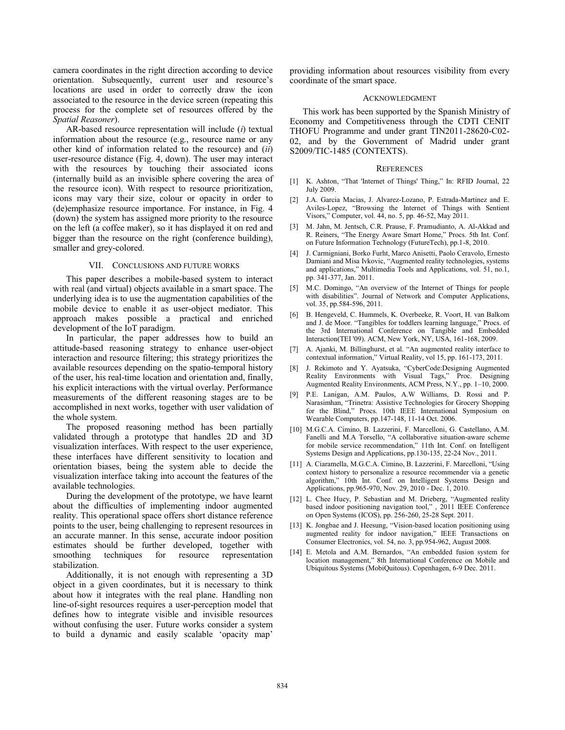camera coordinates in the right direction according to device orientation. Subsequently, current user and resource's locations are used in order to correctly draw the icon associated to the resource in the device screen (repeating this process for the complete set of resources offered by the *Spatial Reasoner*).

AR-based resource representation will include (*i*) textual information about the resource (e.g., resource name or any other kind of information related to the resource) and (*ii*) user-resource distance (Fig. 4, down). The user may interact with the resources by touching their associated icons (internally build as an invisible sphere covering the area of the resource icon). With respect to resource prioritization, icons may vary their size, colour or opacity in order to (de)emphasize resource importance. For instance, in Fig. 4 (down) the system has assigned more priority to the resource on the left (a coffee maker), so it has displayed it on red and bigger than the resource on the right (conference building), smaller and grey-colored.

## VII. Conclusions and Future Works

This paper describes a mobile-based system to interact with real (and virtual) objects available in a smart space. The underlying idea is to use the augmentation capabilities of the mobile device to enable it as user-object mediator. This approach makes possible a practical and enriched development of the IoT paradigm.

In particular, the paper addresses how to build an attitude-based reasoning strategy to enhance user-object interaction and resource filtering; this strategy prioritizes the available resources depending on the spatio-temporal history of the user, his real-time location and orientation and, finally, his explicit interactions with the virtual overlay. Performance measurements of the different reasoning stages are to be accomplished in next works, together with user validation of the whole system.

The proposed reasoning method has been partially validated through a prototype that handles 2D and 3D visualization interfaces. With respect to the user experience, these interfaces have different sensitivity to location and orientation biases, being the system able to decide the visualization interface taking into account the features of the available technologies.

During the development of the prototype, we have learnt about the difficulties of implementing indoor augmented reality. This operational space offers short distance reference points to the user, being challenging to represent resources in an accurate manner. In this sense, accurate indoor position estimates should be further developed, together with smoothing techniques for resource representation stabilization.

Additionally, it is not enough with representing a 3D object in a given coordinates, but it is necessary to think about how it integrates with the real plane. Handling non line-of-sight resources requires a user-perception model that defines how to integrate visible and invisible resources without confusing the user. Future works consider a system to build a dynamic and easily scalable 'opacity map' providing information about resources visibility from every coordinate of the smart space.

## Acknowledgment

This work has been supported by the Spanish Ministry of Economy and Competitiveness through the CDTI CENIT THOFU Programme and under grant TIN2011-28620-C02-02, and by the Government of Madrid under grant S2009/TIC-1485 (CONTEXTS).

## References

[1] K. Ashton, "That 'Internet of Things' Thing," In: RFID Journal, 22 July 2009.

[2] J.A. Garcia Macias, J. Alvarez-Lozano, P. Estrada-Martinez and E. Aviles-Lopez, "Browsing the Internet of Things with Sentient Visors," Computer, vol. 44, no. 5, pp. 46-52, May 2011.

[3] M. Jahn, M. Jentsch, C.R. Prause, F. Pramudianto, A. Al-Akkad and R. Reiners, "The Energy Aware Smart Home," Procs. 5th Int. Conf. on Future Information Technology (FutureTech), pp.1-8, 2010.

[4] J. Carmigniani, Borko Furht, Marco Anisetti, Paolo Ceravolo, Ernesto Damiani and Misa Ivkovic, "Augmented reality technologies, systems and applications," Multimedia Tools and Applications, vol. 51, no.1, pp. 341-377, Jan. 2011.

[5] M.C. Domingo, "An overview of the Internet of Things for people with disabilities". Journal of Network and Computer Applications, vol. 35, pp.584-596, 2011.

[6] B. Hengeveld, C. Hummels, K. Overbeeke, R. Voort, H. van Balkom and J. de Moor. "Tangibles for toddlers learning language," Procs. of the 3rd International Conference on Tangible and Embedded Interaction(TEI '09). ACM, New York, NY, USA, 161-168, 2009.

[7] A. Ajanki, M. Billinghurst, et al. "An augmented reality interface to contextual information," Virtual Reality, vol 15, pp. 161-173, 2011.

[8] J. Rekimoto and Y. Ayatsuka, "CyberCode:Designing Augmented Reality Environments with Visual Tags," Proc. Designing Augmented Reality Environments, ACM Press, N.Y., pp. 1–10, 2000.

[9] P.E. Lanigan, A.M. Paulos, A.W Williams, D. Rossi and P. Narasimhan, "Trinetra: Assistive Technologies for Grocery Shopping for the Blind," Procs. 10th IEEE International Symposium on Wearable Computers, pp.147-148, 11-14 Oct. 2006.

[10] M.G.C.A. Cimino, B. Lazzerini, F. Marcelloni, G. Castellano, A.M. Fanelli and M.A Torsello, "A collaborative situation-aware scheme for mobile service recommendation," 11th Int. Conf. on Intelligent Systems Design and Applications, pp.130-135, 22-24 Nov., 2011.

[11] A. Ciaramella, M.G.C.A. Cimino, B. Lazzerini, F. Marcelloni, "Using context history to personalize a resource recommender via a genetic algorithm," 10th Int. Conf. on Intelligent Systems Design and Applications, pp.965-970, Nov. 29, 2010 - Dec. 1, 2010.

[12] L. Chee Huey, P. Sebastian and M. Drieberg, "Augmented reality based indoor positioning navigation tool," , 2011 IEEE Conference on Open Systems (ICOS), pp. 256-260, 25-28 Sept. 2011.

[13] K. Jongbae and J. Heesung, "Vision-based location positioning using augmented reality for indoor navigation," IEEE Transactions on Consumer Electronics, vol. 54, no. 3, pp.954-962, August 2008.

[14] E. Metola and A.M. Bernardos, "An embedded fusion system for location management," 8th International Conference on Mobile and Ubiquitous Systems (MobiQuitous). Copenhagen, 6-9 Dec. 2011.